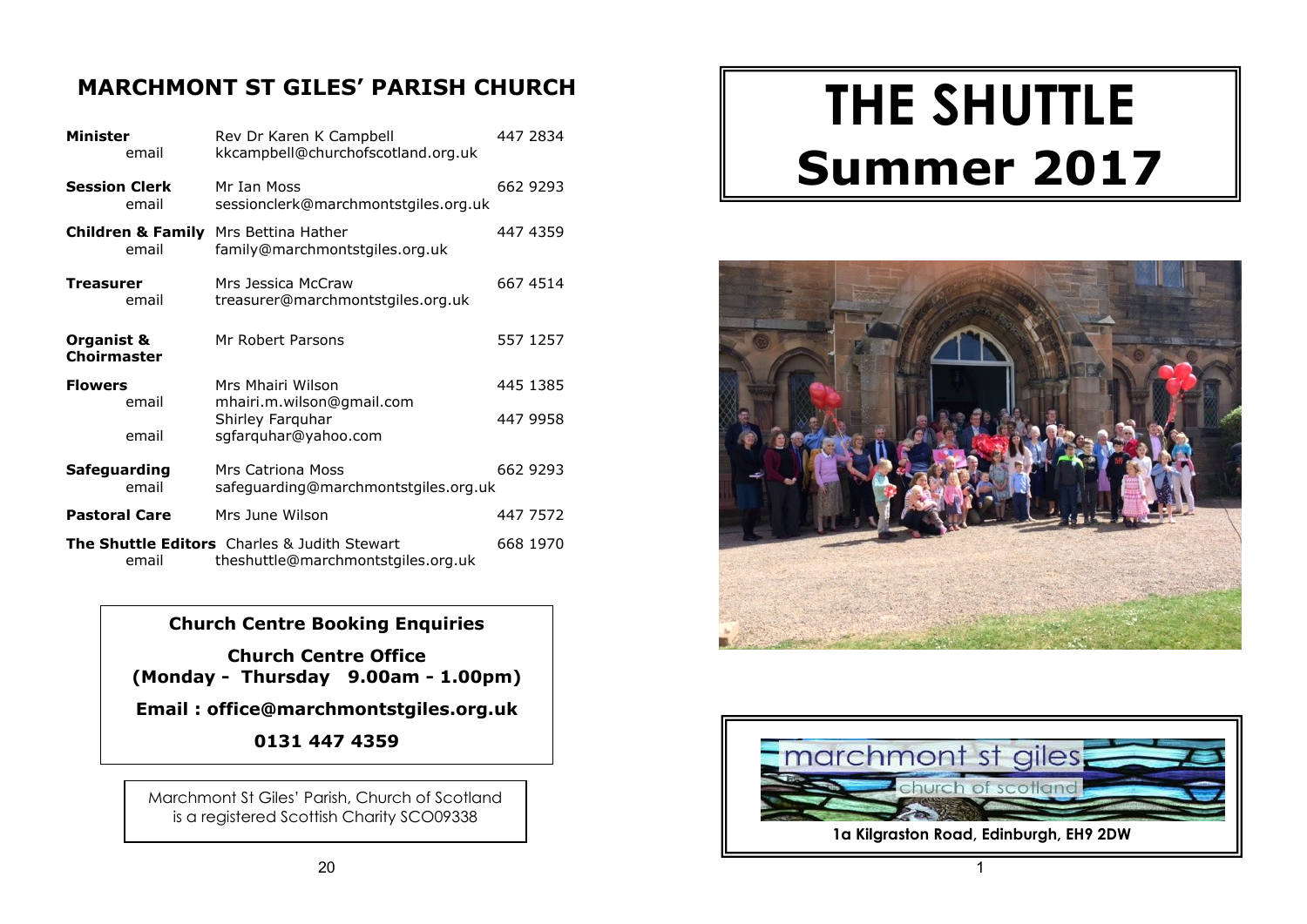# MARCHMONT ST GILES' PARISH CHURCH

| | | |
|---|---|---|
| **Minister** | Rev Dr Karen K Campbell | 447 2834 |
| email | kkcampbell@churchofscotland.org.uk | |
| **Session Clerk** | Mr Ian Moss | 662 9293 |
| email | sessionclerk@marchmontstgiles.org.uk | |
| **Children & Family** | Mrs Bettina Hather | 447 4359 |
| email | family@marchmontstgiles.org.uk | |
| **Treasurer** | Mrs Jessica McCraw | 667 4514 |
| email | treasurer@marchmontstgiles.org.uk | |
| **Organist & Choirmaster** | Mr Robert Parsons | 557 1257 |
| **Flowers** | Mrs Mhairi Wilson | 445 1385 |
| email | mhairi.m.wilson@gmail.com | |
| | Shirley Farquhar | 447 9958 |
| email | sgfarquhar@yahoo.com | |
| **Safeguarding** | Mrs Catriona Moss | 662 9293 |
| email | safeguarding@marchmontstgiles.org.uk | |
| **Pastoral Care** | Mrs June Wilson | 447 7572 |
| **The Shuttle Editors** | Charles & Judith Stewart | 668 1970 |
| email | theshuttle@marchmontstgiles.org.uk | |

**Church Centre Booking Enquiries**

**Church Centre Office**
**(Monday - Thursday 9.00am - 1.00pm)**

**Email : office@marchmontstgiles.org.uk**

**0131 447 4359**

Marchmont St Giles' Parish, Church of Scotland is a registered Scottish Charity SCO09338

# THE SHUTTLE
# Summer 2017

marchmont st giles
church of scotland

**1a Kilgraston Road, Edinburgh, EH9 2DW**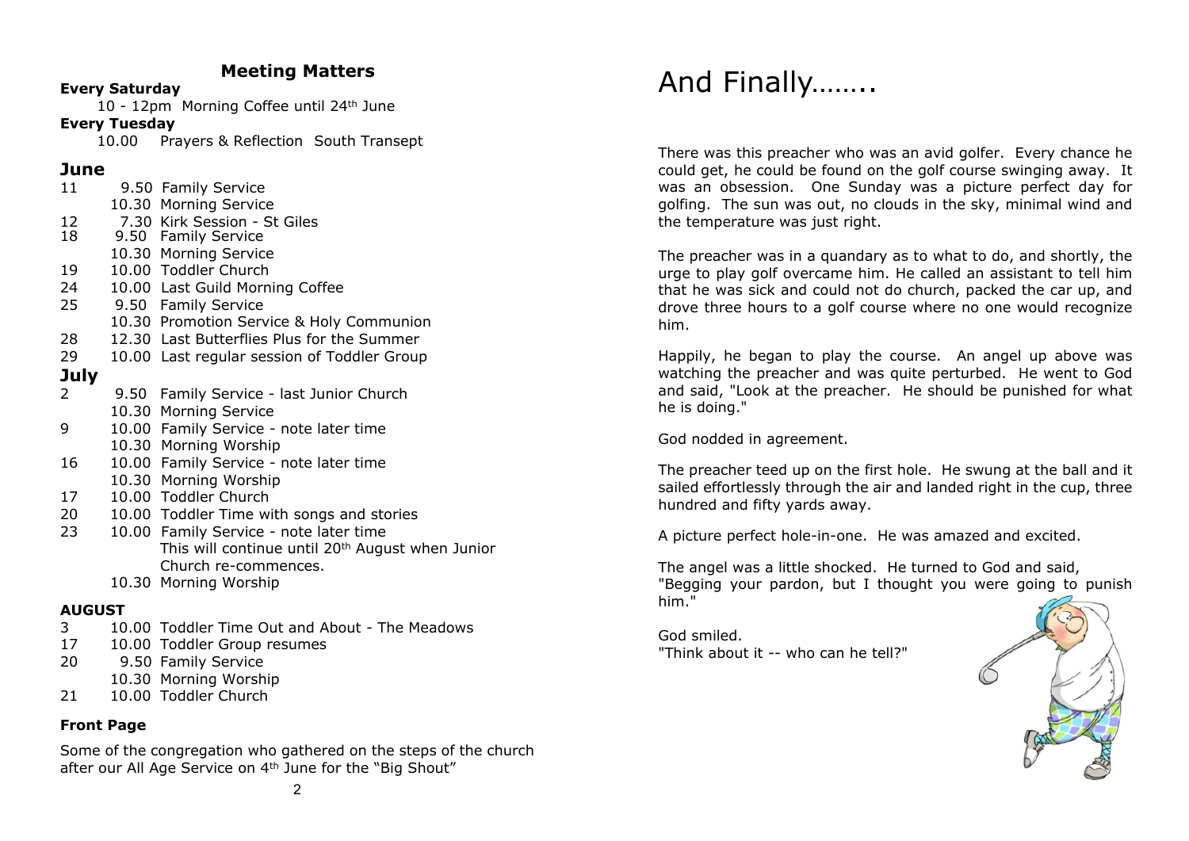## Meeting Matters

**Every Saturday**

10 - 12pm Morning Coffee until 24th June

**Every Tuesday**

10.00 Prayers & Reflection South Transept

### June

11 9.50 Family Service
10.30 Morning Service
12 7.30 Kirk Session - St Giles
18 9.50 Family Service
10.30 Morning Service
19 10.00 Toddler Church
24 10.00 Last Guild Morning Coffee
25 9.50 Family Service
10.30 Promotion Service & Holy Communion
28 12.30 Last Butterflies Plus for the Summer
29 10.00 Last regular session of Toddler Group

### July

2 9.50 Family Service - last Junior Church
10.30 Morning Service
9 10.00 Family Service - note later time
10.30 Morning Worship
16 10.00 Family Service - note later time
10.30 Morning Worship
17 10.00 Toddler Church
20 10.00 Toddler Time with songs and stories
23 10.00 Family Service - note later time
This will continue until 20th August when Junior Church re-commences.
10.30 Morning Worship

### AUGUST

3 10.00 Toddler Time Out and About - The Meadows
17 10.00 Toddler Group resumes
20 9.50 Family Service
10.30 Morning Worship
21 10.00 Toddler Church

**Front Page**

Some of the congregation who gathered on the steps of the church after our All Age Service on 4th June for the "Big Shout"

# And Finally……..

There was this preacher who was an avid golfer. Every chance he could get, he could be found on the golf course swinging away. It was an obsession. One Sunday was a picture perfect day for golfing. The sun was out, no clouds in the sky, minimal wind and the temperature was just right.

The preacher was in a quandary as to what to do, and shortly, the urge to play golf overcame him. He called an assistant to tell him that he was sick and could not do church, packed the car up, and drove three hours to a golf course where no one would recognize him.

Happily, he began to play the course. An angel up above was watching the preacher and was quite perturbed. He went to God and said, "Look at the preacher. He should be punished for what he is doing."

God nodded in agreement.

The preacher teed up on the first hole. He swung at the ball and it sailed effortlessly through the air and landed right in the cup, three hundred and fifty yards away.

A picture perfect hole-in-one. He was amazed and excited.

The angel was a little shocked. He turned to God and said, "Begging your pardon, but I thought you were going to punish him."

God smiled.
"Think about it -- who can he tell?"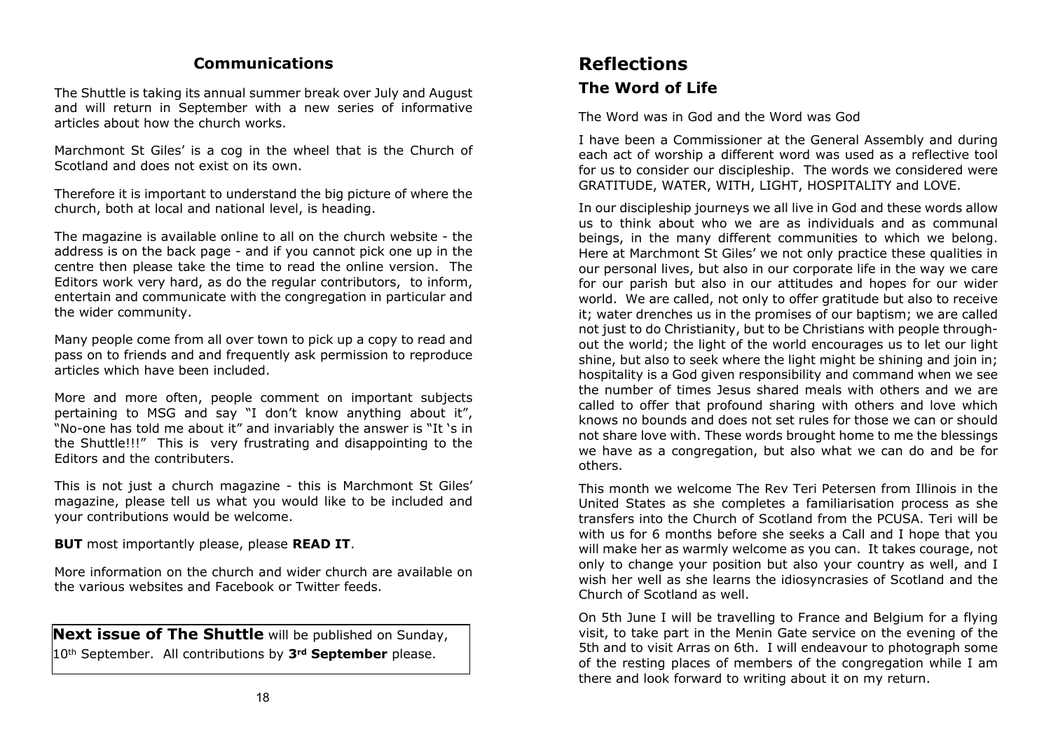## Communications

The Shuttle is taking its annual summer break over July and August and will return in September with a new series of informative articles about how the church works.

Marchmont St Giles' is a cog in the wheel that is the Church of Scotland and does not exist on its own.

Therefore it is important to understand the big picture of where the church, both at local and national level, is heading.

The magazine is available online to all on the church website - the address is on the back page - and if you cannot pick one up in the centre then please take the time to read the online version. The Editors work very hard, as do the regular contributors, to inform, entertain and communicate with the congregation in particular and the wider community.

Many people come from all over town to pick up a copy to read and pass on to friends and and frequently ask permission to reproduce articles which have been included.

More and more often, people comment on important subjects pertaining to MSG and say "I don't know anything about it", "No-one has told me about it" and invariably the answer is "It 's in the Shuttle!!!" This is very frustrating and disappointing to the Editors and the contributers.

This is not just a church magazine - this is Marchmont St Giles' magazine, please tell us what you would like to be included and your contributions would be welcome.

**BUT** most importantly please, please **READ IT**.

More information on the church and wider church are available on the various websites and Facebook or Twitter feeds.

**Next issue of The Shuttle** will be published on Sunday, 10th September. All contributions by **3rd September** please.

# Reflections

## The Word of Life

The Word was in God and the Word was God

I have been a Commissioner at the General Assembly and during each act of worship a different word was used as a reflective tool for us to consider our discipleship. The words we considered were GRATITUDE, WATER, WITH, LIGHT, HOSPITALITY and LOVE.

In our discipleship journeys we all live in God and these words allow us to think about who we are as individuals and as communal beings, in the many different communities to which we belong. Here at Marchmont St Giles' we not only practice these qualities in our personal lives, but also in our corporate life in the way we care for our parish but also in our attitudes and hopes for our wider world. We are called, not only to offer gratitude but also to receive it; water drenches us in the promises of our baptism; we are called not just to do Christianity, but to be Christians with people throughout the world; the light of the world encourages us to let our light shine, but also to seek where the light might be shining and join in; hospitality is a God given responsibility and command when we see the number of times Jesus shared meals with others and we are called to offer that profound sharing with others and love which knows no bounds and does not set rules for those we can or should not share love with. These words brought home to me the blessings we have as a congregation, but also what we can do and be for others.

This month we welcome The Rev Teri Petersen from Illinois in the United States as she completes a familiarisation process as she transfers into the Church of Scotland from the PCUSA. Teri will be with us for 6 months before she seeks a Call and I hope that you will make her as warmly welcome as you can. It takes courage, not only to change your position but also your country as well, and I wish her well as she learns the idiosyncrasies of Scotland and the Church of Scotland as well.

On 5th June I will be travelling to France and Belgium for a flying visit, to take part in the Menin Gate service on the evening of the 5th and to visit Arras on 6th. I will endeavour to photograph some of the resting places of members of the congregation while I am there and look forward to writing about it on my return.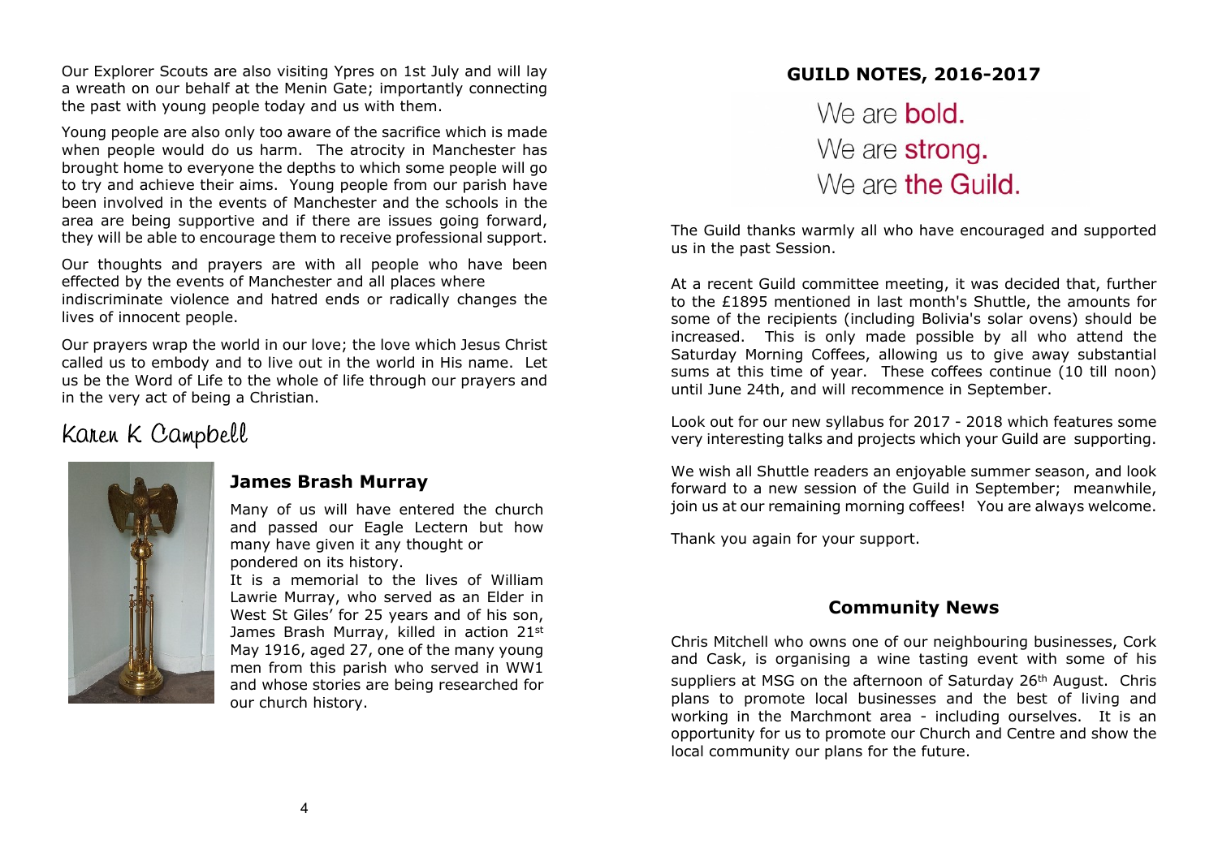Our Explorer Scouts are also visiting Ypres on 1st July and will lay a wreath on our behalf at the Menin Gate; importantly connecting the past with young people today and us with them.

Young people are also only too aware of the sacrifice which is made when people would do us harm. The atrocity in Manchester has brought home to everyone the depths to which some people will go to try and achieve their aims. Young people from our parish have been involved in the events of Manchester and the schools in the area are being supportive and if there are issues going forward, they will be able to encourage them to receive professional support.

Our thoughts and prayers are with all people who have been effected by the events of Manchester and all places where indiscriminate violence and hatred ends or radically changes the lives of innocent people.

Our prayers wrap the world in our love; the love which Jesus Christ called us to embody and to live out in the world in His name. Let us be the Word of Life to the whole of life through our prayers and in the very act of being a Christian.

Karen K Campbell

### James Brash Murray

Many of us will have entered the church and passed our Eagle Lectern but how many have given it any thought or pondered on its history.

It is a memorial to the lives of William Lawrie Murray, who served as an Elder in West St Giles' for 25 years and of his son, James Brash Murray, killed in action 21st May 1916, aged 27, one of the many young men from this parish who served in WW1 and whose stories are being researched for our church history.

## GUILD NOTES, 2016-2017

We are **bold.**
We are **strong.**
We are **the Guild.**

The Guild thanks warmly all who have encouraged and supported us in the past Session.

At a recent Guild committee meeting, it was decided that, further to the £1895 mentioned in last month's Shuttle, the amounts for some of the recipients (including Bolivia's solar ovens) should be increased. This is only made possible by all who attend the Saturday Morning Coffees, allowing us to give away substantial sums at this time of year. These coffees continue (10 till noon) until June 24th, and will recommence in September.

Look out for our new syllabus for 2017 - 2018 which features some very interesting talks and projects which your Guild are supporting.

We wish all Shuttle readers an enjoyable summer season, and look forward to a new session of the Guild in September; meanwhile, join us at our remaining morning coffees! You are always welcome.

Thank you again for your support.

## Community News

Chris Mitchell who owns one of our neighbouring businesses, Cork and Cask, is organising a wine tasting event with some of his suppliers at MSG on the afternoon of Saturday 26th August. Chris plans to promote local businesses and the best of living and working in the Marchmont area - including ourselves. It is an opportunity for us to promote our Church and Centre and show the local community our plans for the future.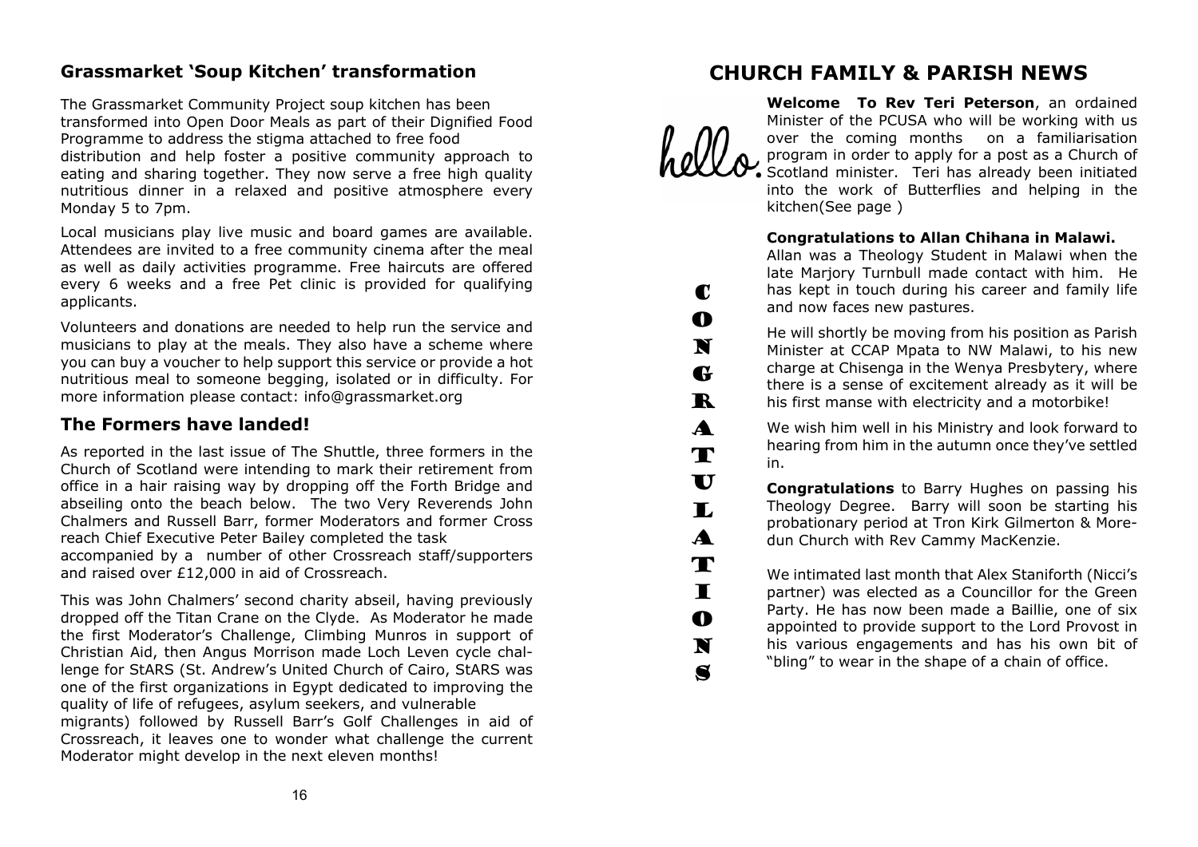## Grassmarket 'Soup Kitchen' transformation

The Grassmarket Community Project soup kitchen has been transformed into Open Door Meals as part of their Dignified Food Programme to address the stigma attached to free food distribution and help foster a positive community approach to eating and sharing together. They now serve a free high quality nutritious dinner in a relaxed and positive atmosphere every Monday 5 to 7pm.

Local musicians play live music and board games are available. Attendees are invited to a free community cinema after the meal as well as daily activities programme. Free haircuts are offered every 6 weeks and a free Pet clinic is provided for qualifying applicants.

Volunteers and donations are needed to help run the service and musicians to play at the meals. They also have a scheme where you can buy a voucher to help support this service or provide a hot nutritious meal to someone begging, isolated or in difficulty. For more information please contact: info@grassmarket.org

## The Formers have landed!

As reported in the last issue of The Shuttle, three formers in the Church of Scotland were intending to mark their retirement from office in a hair raising way by dropping off the Forth Bridge and abseiling onto the beach below. The two Very Reverends John Chalmers and Russell Barr, former Moderators and former Cross reach Chief Executive Peter Bailey completed the task accompanied by a number of other Crossreach staff/supporters and raised over £12,000 in aid of Crossreach.

This was John Chalmers' second charity abseil, having previously dropped off the Titan Crane on the Clyde. As Moderator he made the first Moderator's Challenge, Climbing Munros in support of Christian Aid, then Angus Morrison made Loch Leven cycle challenge for StARS (St. Andrew's United Church of Cairo, StARS was one of the first organizations in Egypt dedicated to improving the quality of life of refugees, asylum seekers, and vulnerable migrants) followed by Russell Barr's Golf Challenges in aid of Crossreach, it leaves one to wonder what challenge the current Moderator might develop in the next eleven months!

# CHURCH FAMILY & PARISH NEWS

hello.

**Welcome To Rev Teri Peterson**, an ordained Minister of the PCUSA who will be working with us over the coming months on a familiarisation program in order to apply for a post as a Church of Scotland minister. Teri has already been initiated into the work of Butterflies and helping in the kitchen(See page )

CONGRATULATIONS

**Congratulations to Allan Chihana in Malawi.**

Allan was a Theology Student in Malawi when the late Marjory Turnbull made contact with him. He has kept in touch during his career and family life and now faces new pastures.

He will shortly be moving from his position as Parish Minister at CCAP Mpata to NW Malawi, to his new charge at Chisenga in the Wenya Presbytery, where there is a sense of excitement already as it will be his first manse with electricity and a motorbike!

We wish him well in his Ministry and look forward to hearing from him in the autumn once they've settled in.

**Congratulations** to Barry Hughes on passing his Theology Degree. Barry will soon be starting his probationary period at Tron Kirk Gilmerton & Moredun Church with Rev Cammy MacKenzie.

We intimated last month that Alex Staniforth (Nicci's partner) was elected as a Councillor for the Green Party. He has now been made a Baillie, one of six appointed to provide support to the Lord Provost in his various engagements and has his own bit of "bling" to wear in the shape of a chain of office.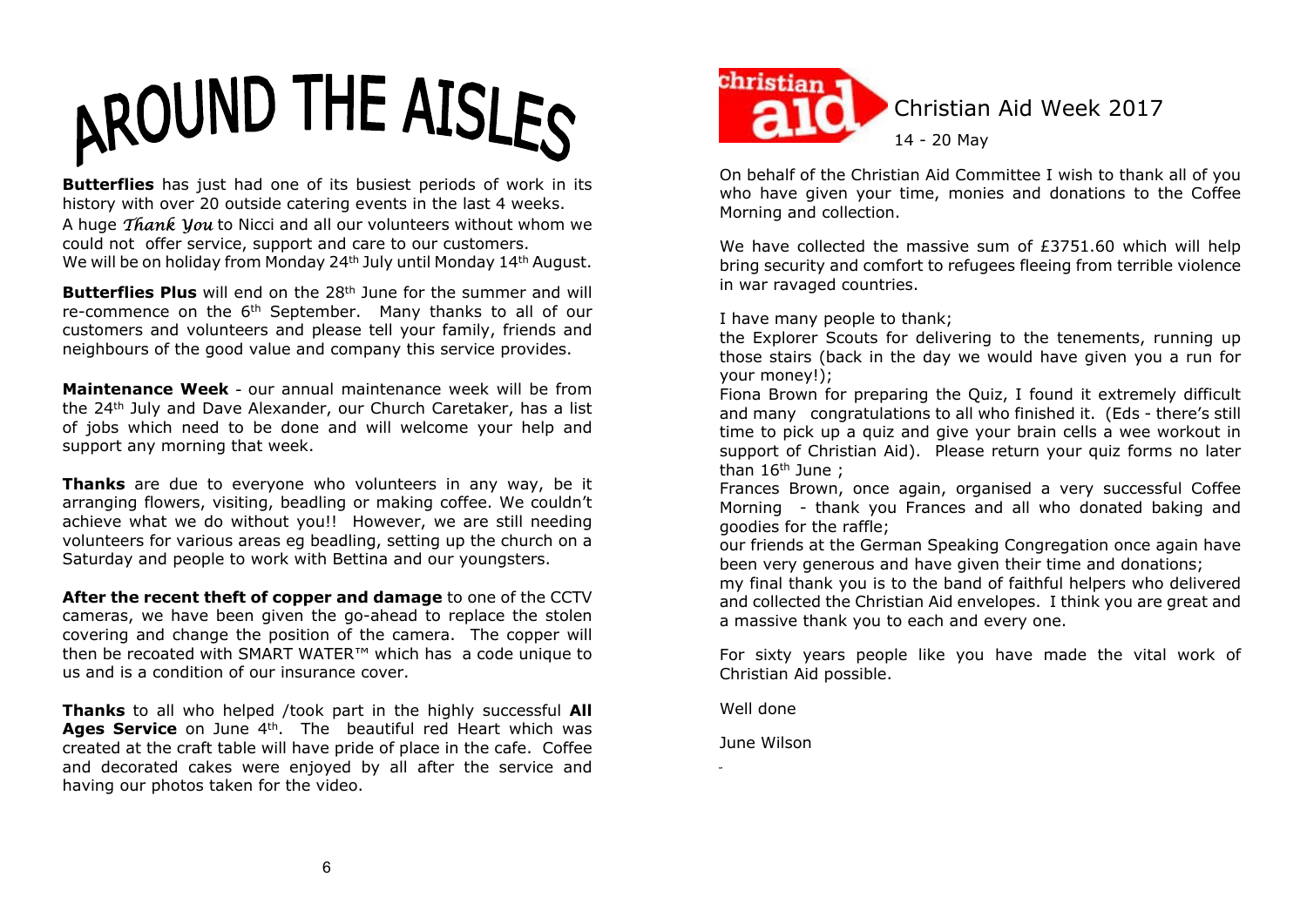# AROUND THE AISLES

**Butterflies** has just had one of its busiest periods of work in its history with over 20 outside catering events in the last 4 weeks.
A huge *Thank You* to Nicci and all our volunteers without whom we could not offer service, support and care to our customers.
We will be on holiday from Monday 24th July until Monday 14th August.

**Butterflies Plus** will end on the 28th June for the summer and will re-commence on the 6th September. Many thanks to all of our customers and volunteers and please tell your family, friends and neighbours of the good value and company this service provides.

**Maintenance Week** - our annual maintenance week will be from the 24th July and Dave Alexander, our Church Caretaker, has a list of jobs which need to be done and will welcome your help and support any morning that week.

**Thanks** are due to everyone who volunteers in any way, be it arranging flowers, visiting, beadling or making coffee. We couldn't achieve what we do without you!! However, we are still needing volunteers for various areas eg beadling, setting up the church on a Saturday and people to work with Bettina and our youngsters.

**After the recent theft of copper and damage** to one of the CCTV cameras, we have been given the go-ahead to replace the stolen covering and change the position of the camera. The copper will then be recoated with SMART WATER™ which has a code unique to us and is a condition of our insurance cover.

**Thanks** to all who helped /took part in the highly successful **All Ages Service** on June 4th. The beautiful red Heart which was created at the craft table will have pride of place in the cafe. Coffee and decorated cakes were enjoyed by all after the service and having our photos taken for the video.

## Christian Aid Week 2017

14 - 20 May

On behalf of the Christian Aid Committee I wish to thank all of you who have given your time, monies and donations to the Coffee Morning and collection.

We have collected the massive sum of £3751.60 which will help bring security and comfort to refugees fleeing from terrible violence in war ravaged countries.

I have many people to thank;
the Explorer Scouts for delivering to the tenements, running up those stairs (back in the day we would have given you a run for your money!);
Fiona Brown for preparing the Quiz, I found it extremely difficult and many congratulations to all who finished it. (Eds - there's still time to pick up a quiz and give your brain cells a wee workout in support of Christian Aid). Please return your quiz forms no later than 16th June ;
Frances Brown, once again, organised a very successful Coffee Morning - thank you Frances and all who donated baking and goodies for the raffle;
our friends at the German Speaking Congregation once again have been very generous and have given their time and donations;
my final thank you is to the band of faithful helpers who delivered and collected the Christian Aid envelopes. I think you are great and a massive thank you to each and every one.

For sixty years people like you have made the vital work of Christian Aid possible.

Well done

June Wilson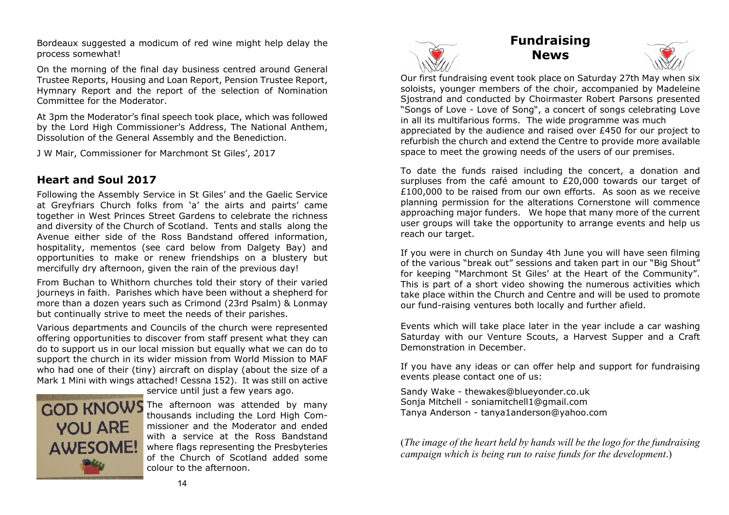Bordeaux suggested a modicum of red wine might help delay the process somewhat!

On the morning of the final day business centred around General Trustee Reports, Housing and Loan Report, Pension Trustee Report, Hymnary Report and the report of the selection of Nomination Committee for the Moderator.

At 3pm the Moderator's final speech took place, which was followed by the Lord High Commissioner's Address, The National Anthem, Dissolution of the General Assembly and the Benediction.

J W Mair, Commissioner for Marchmont St Giles', 2017

## Heart and Soul 2017

Following the Assembly Service in St Giles' and the Gaelic Service at Greyfriars Church folks from 'a' the airts and pairts' came together in West Princes Street Gardens to celebrate the richness and diversity of the Church of Scotland. Tents and stalls along the Avenue either side of the Ross Bandstand offered information, hospitality, mementos (see card below from Dalgety Bay) and opportunities to make or renew friendships on a blustery but mercifully dry afternoon, given the rain of the previous day!

From Buchan to Whithorn churches told their story of their varied journeys in faith. Parishes which have been without a shepherd for more than a dozen years such as Crimond (23rd Psalm) & Lonmay but continually strive to meet the needs of their parishes.

Various departments and Councils of the church were represented offering opportunities to discover from staff present what they can do to support us in our local mission but equally what we can do to support the church in its wider mission from World Mission to MAF who had one of their (tiny) aircraft on display (about the size of a Mark 1 Mini with wings attached! Cessna 152). It was still on active service until just a few years ago.

GOD KNOWS YOU ARE AWESOME!

The afternoon was attended by many thousands including the Lord High Commissioner and the Moderator and ended with a service at the Ross Bandstand where flags representing the Presbyteries of the Church of Scotland added some colour to the afternoon.

## Fundraising News

Our first fundraising event took place on Saturday 27th May when six soloists, younger members of the choir, accompanied by Madeleine Sjostrand and conducted by Choirmaster Robert Parsons presented "Songs of Love - Love of Song", a concert of songs celebrating Love in all its multifarious forms. The wide programme was much appreciated by the audience and raised over £450 for our project to refurbish the church and extend the Centre to provide more available space to meet the growing needs of the users of our premises.

To date the funds raised including the concert, a donation and surpluses from the café amount to £20,000 towards our target of £100,000 to be raised from our own efforts. As soon as we receive planning permission for the alterations Cornerstone will commence approaching major funders. We hope that many more of the current user groups will take the opportunity to arrange events and help us reach our target.

If you were in church on Sunday 4th June you will have seen filming of the various "break out" sessions and taken part in our "Big Shout" for keeping "Marchmont St Giles' at the Heart of the Community". This is part of a short video showing the numerous activities which take place within the Church and Centre and will be used to promote our fund-raising ventures both locally and further afield.

Events which will take place later in the year include a car washing Saturday with our Venture Scouts, a Harvest Supper and a Craft Demonstration in December.

If you have any ideas or can offer help and support for fundraising events please contact one of us:

Sandy Wake - thewakes@blueyonder.co.uk
Sonja Mitchell - soniamitchell1@gmail.com
Tanya Anderson - tanya1anderson@yahoo.com

(*The image of the heart held by hands will be the logo for the fundraising campaign which is being run to raise funds for the development*.)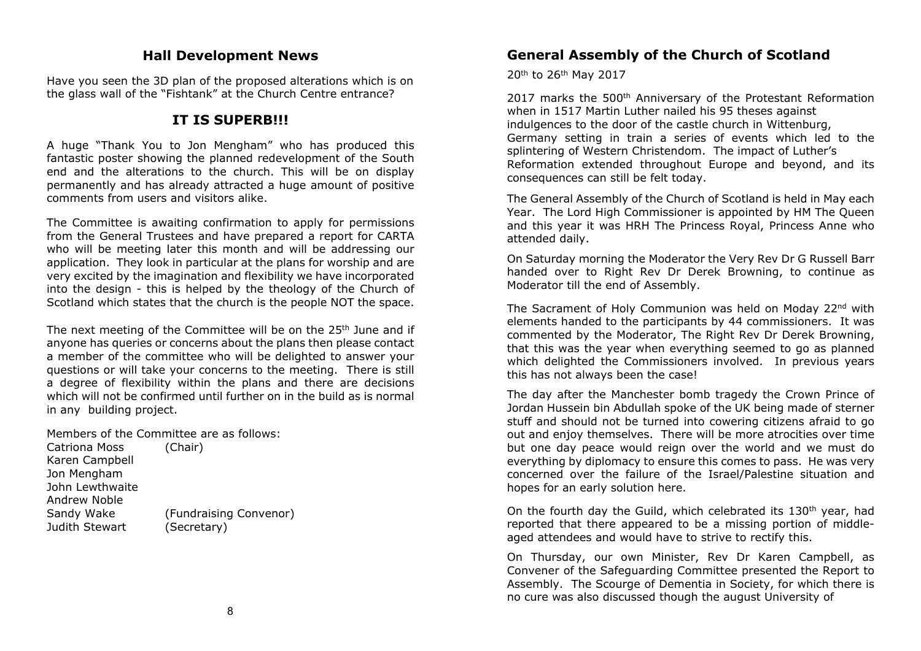## Hall Development News

Have you seen the 3D plan of the proposed alterations which is on the glass wall of the "Fishtank" at the Church Centre entrance?

### IT IS SUPERB!!!

A huge "Thank You to Jon Mengham" who has produced this fantastic poster showing the planned redevelopment of the South end and the alterations to the church. This will be on display permanently and has already attracted a huge amount of positive comments from users and visitors alike.

The Committee is awaiting confirmation to apply for permissions from the General Trustees and have prepared a report for CARTA who will be meeting later this month and will be addressing our application. They look in particular at the plans for worship and are very excited by the imagination and flexibility we have incorporated into the design - this is helped by the theology of the Church of Scotland which states that the church is the people NOT the space.

The next meeting of the Committee will be on the 25th June and if anyone has queries or concerns about the plans then please contact a member of the committee who will be delighted to answer your questions or will take your concerns to the meeting. There is still a degree of flexibility within the plans and there are decisions which will not be confirmed until further on in the build as is normal in any building project.

Members of the Committee are as follows:

| | |
|---|---|
| Catriona Moss | (Chair) |
| Karen Campbell | |
| Jon Mengham | |
| John Lewthwaite | |
| Andrew Noble | |
| Sandy Wake | (Fundraising Convenor) |
| Judith Stewart | (Secretary) |

## General Assembly of the Church of Scotland

20th to 26th May 2017

2017 marks the 500th Anniversary of the Protestant Reformation when in 1517 Martin Luther nailed his 95 theses against indulgences to the door of the castle church in Wittenburg, Germany setting in train a series of events which led to the splintering of Western Christendom. The impact of Luther's Reformation extended throughout Europe and beyond, and its consequences can still be felt today.

The General Assembly of the Church of Scotland is held in May each Year. The Lord High Commissioner is appointed by HM The Queen and this year it was HRH The Princess Royal, Princess Anne who attended daily.

On Saturday morning the Moderator the Very Rev Dr G Russell Barr handed over to Right Rev Dr Derek Browning, to continue as Moderator till the end of Assembly.

The Sacrament of Holy Communion was held on Moday 22nd with elements handed to the participants by 44 commissioners. It was commented by the Moderator, The Right Rev Dr Derek Browning, that this was the year when everything seemed to go as planned which delighted the Commissioners involved. In previous years this has not always been the case!

The day after the Manchester bomb tragedy the Crown Prince of Jordan Hussein bin Abdullah spoke of the UK being made of sterner stuff and should not be turned into cowering citizens afraid to go out and enjoy themselves. There will be more atrocities over time but one day peace would reign over the world and we must do everything by diplomacy to ensure this comes to pass. He was very concerned over the failure of the Israel/Palestine situation and hopes for an early solution here.

On the fourth day the Guild, which celebrated its 130th year, had reported that there appeared to be a missing portion of middle-aged attendees and would have to strive to rectify this.

On Thursday, our own Minister, Rev Dr Karen Campbell, as Convener of the Safeguarding Committee presented the Report to Assembly. The Scourge of Dementia in Society, for which there is no cure was also discussed though the august University of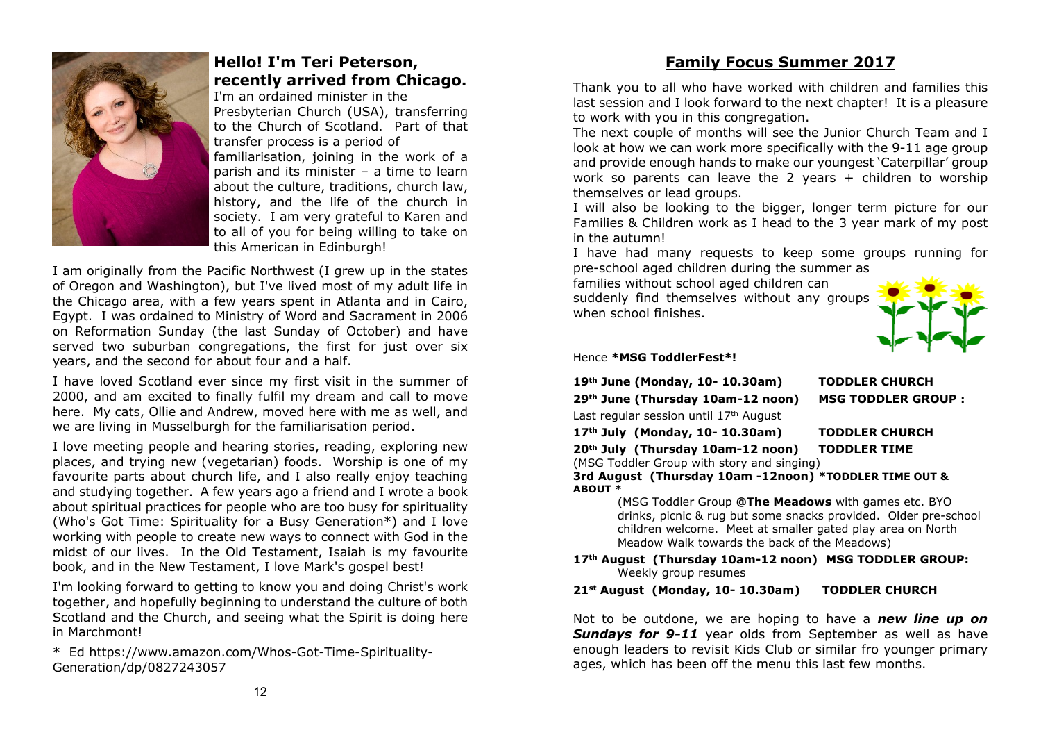## Hello! I'm Teri Peterson, recently arrived from Chicago.

I'm an ordained minister in the Presbyterian Church (USA), transferring to the Church of Scotland. Part of that transfer process is a period of familiarisation, joining in the work of a parish and its minister – a time to learn about the culture, traditions, church law, history, and the life of the church in society. I am very grateful to Karen and to all of you for being willing to take on this American in Edinburgh!

I am originally from the Pacific Northwest (I grew up in the states of Oregon and Washington), but I've lived most of my adult life in the Chicago area, with a few years spent in Atlanta and in Cairo, Egypt. I was ordained to Ministry of Word and Sacrament in 2006 on Reformation Sunday (the last Sunday of October) and have served two suburban congregations, the first for just over six years, and the second for about four and a half.

I have loved Scotland ever since my first visit in the summer of 2000, and am excited to finally fulfil my dream and call to move here. My cats, Ollie and Andrew, moved here with me as well, and we are living in Musselburgh for the familiarisation period.

I love meeting people and hearing stories, reading, exploring new places, and trying new (vegetarian) foods. Worship is one of my favourite parts about church life, and I also really enjoy teaching and studying together. A few years ago a friend and I wrote a book about spiritual practices for people who are too busy for spirituality (Who's Got Time: Spirituality for a Busy Generation*) and I love working with people to create new ways to connect with God in the midst of our lives. In the Old Testament, Isaiah is my favourite book, and in the New Testament, I love Mark's gospel best!

I'm looking forward to getting to know you and doing Christ's work together, and hopefully beginning to understand the culture of both Scotland and the Church, and seeing what the Spirit is doing here in Marchmont!

* Ed https://www.amazon.com/Whos-Got-Time-Spirituality-Generation/dp/0827243057

## Family Focus Summer 2017

Thank you to all who have worked with children and families this last session and I look forward to the next chapter! It is a pleasure to work with you in this congregation.

The next couple of months will see the Junior Church Team and I look at how we can work more specifically with the 9-11 age group and provide enough hands to make our youngest 'Caterpillar' group work so parents can leave the 2 years + children to worship themselves or lead groups.

I will also be looking to the bigger, longer term picture for our Families & Children work as I head to the 3 year mark of my post in the autumn!

I have had many requests to keep some groups running for pre-school aged children during the summer as families without school aged children can suddenly find themselves without any groups when school finishes.

Hence **\*MSG ToddlerFest\*!**

**19th June (Monday, 10- 10.30am)** **TODDLER CHURCH**

**29th June (Thursday 10am-12 noon)** **MSG TODDLER GROUP :**
Last regular session until 17th August

**17th July (Monday, 10- 10.30am)** **TODDLER CHURCH**

**20th July (Thursday 10am-12 noon)** **TODDLER TIME**
(MSG Toddler Group with story and singing)

**3rd August (Thursday 10am -12noon) \*TODDLER TIME OUT & ABOUT \***
(MSG Toddler Group **@The Meadows** with games etc. BYO drinks, picnic & rug but some snacks provided. Older pre-school children welcome. Meet at smaller gated play area on North Meadow Walk towards the back of the Meadows)

**17th August (Thursday 10am-12 noon) MSG TODDLER GROUP:**
Weekly group resumes

**21st August (Monday, 10- 10.30am)** **TODDLER CHURCH**

Not to be outdone, we are hoping to have a ***new line up on Sundays for 9-11*** year olds from September as well as have enough leaders to revisit Kids Club or similar fro younger primary ages, which has been off the menu this last few months.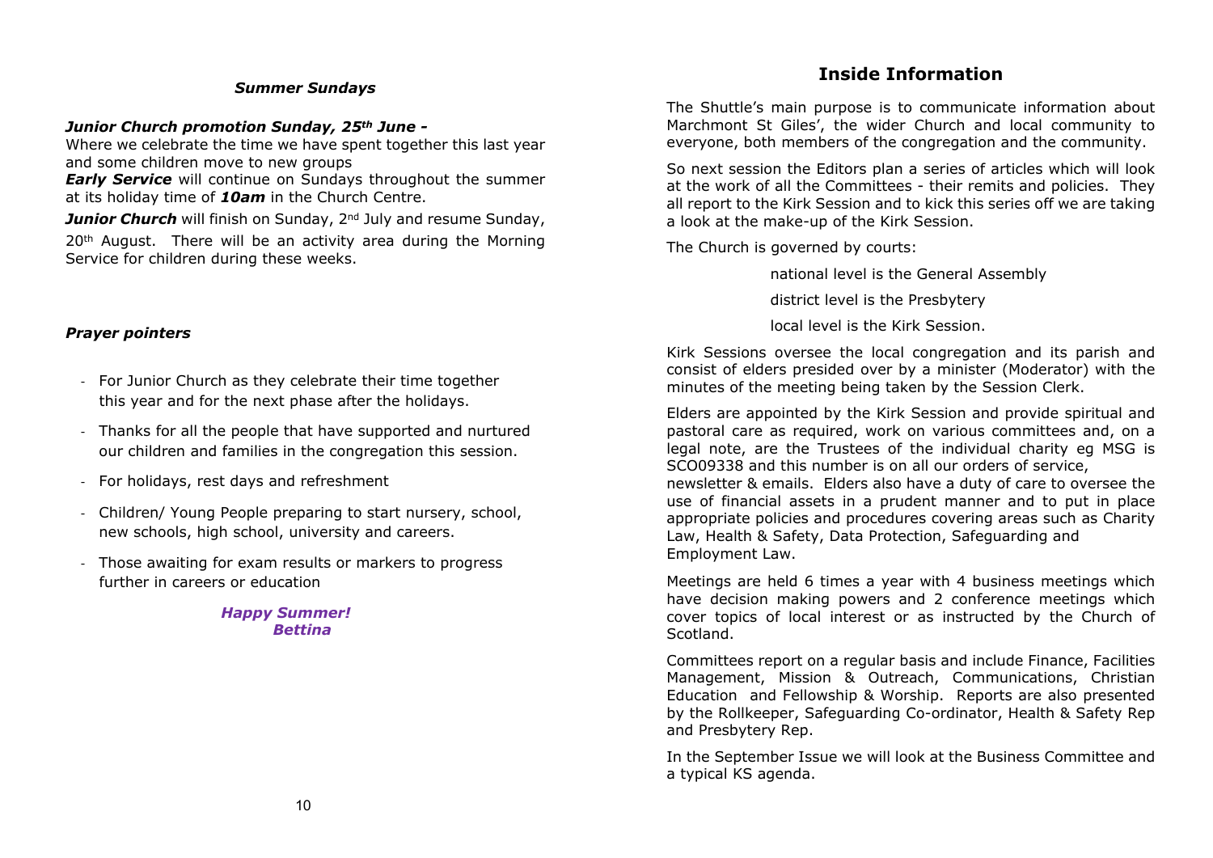### *Summer Sundays*

***Junior Church promotion Sunday, 25th June -***
Where we celebrate the time we have spent together this last year and some children move to new groups

***Early Service*** will continue on Sundays throughout the summer at its holiday time of ***10am*** in the Church Centre.

***Junior Church*** will finish on Sunday, 2nd July and resume Sunday, 20th August. There will be an activity area during the Morning Service for children during these weeks.

### *Prayer pointers*

- For Junior Church as they celebrate their time together this year and for the next phase after the holidays.
- Thanks for all the people that have supported and nurtured our children and families in the congregation this session.
- For holidays, rest days and refreshment
- Children/ Young People preparing to start nursery, school, new schools, high school, university and careers.
- Those awaiting for exam results or markers to progress further in careers or education

***Happy Summer!***
***Bettina***

## Inside Information

The Shuttle's main purpose is to communicate information about Marchmont St Giles', the wider Church and local community to everyone, both members of the congregation and the community.

So next session the Editors plan a series of articles which will look at the work of all the Committees - their remits and policies. They all report to the Kirk Session and to kick this series off we are taking a look at the make-up of the Kirk Session.

The Church is governed by courts:

national level is the General Assembly

district level is the Presbytery

local level is the Kirk Session.

Kirk Sessions oversee the local congregation and its parish and consist of elders presided over by a minister (Moderator) with the minutes of the meeting being taken by the Session Clerk.

Elders are appointed by the Kirk Session and provide spiritual and pastoral care as required, work on various committees and, on a legal note, are the Trustees of the individual charity eg MSG is SCO09338 and this number is on all our orders of service, newsletter & emails. Elders also have a duty of care to oversee the use of financial assets in a prudent manner and to put in place appropriate policies and procedures covering areas such as Charity Law, Health & Safety, Data Protection, Safeguarding and Employment Law.

Meetings are held 6 times a year with 4 business meetings which have decision making powers and 2 conference meetings which cover topics of local interest or as instructed by the Church of Scotland.

Committees report on a regular basis and include Finance, Facilities Management, Mission & Outreach, Communications, Christian Education and Fellowship & Worship. Reports are also presented by the Rollkeeper, Safeguarding Co-ordinator, Health & Safety Rep and Presbytery Rep.

In the September Issue we will look at the Business Committee and a typical KS agenda.